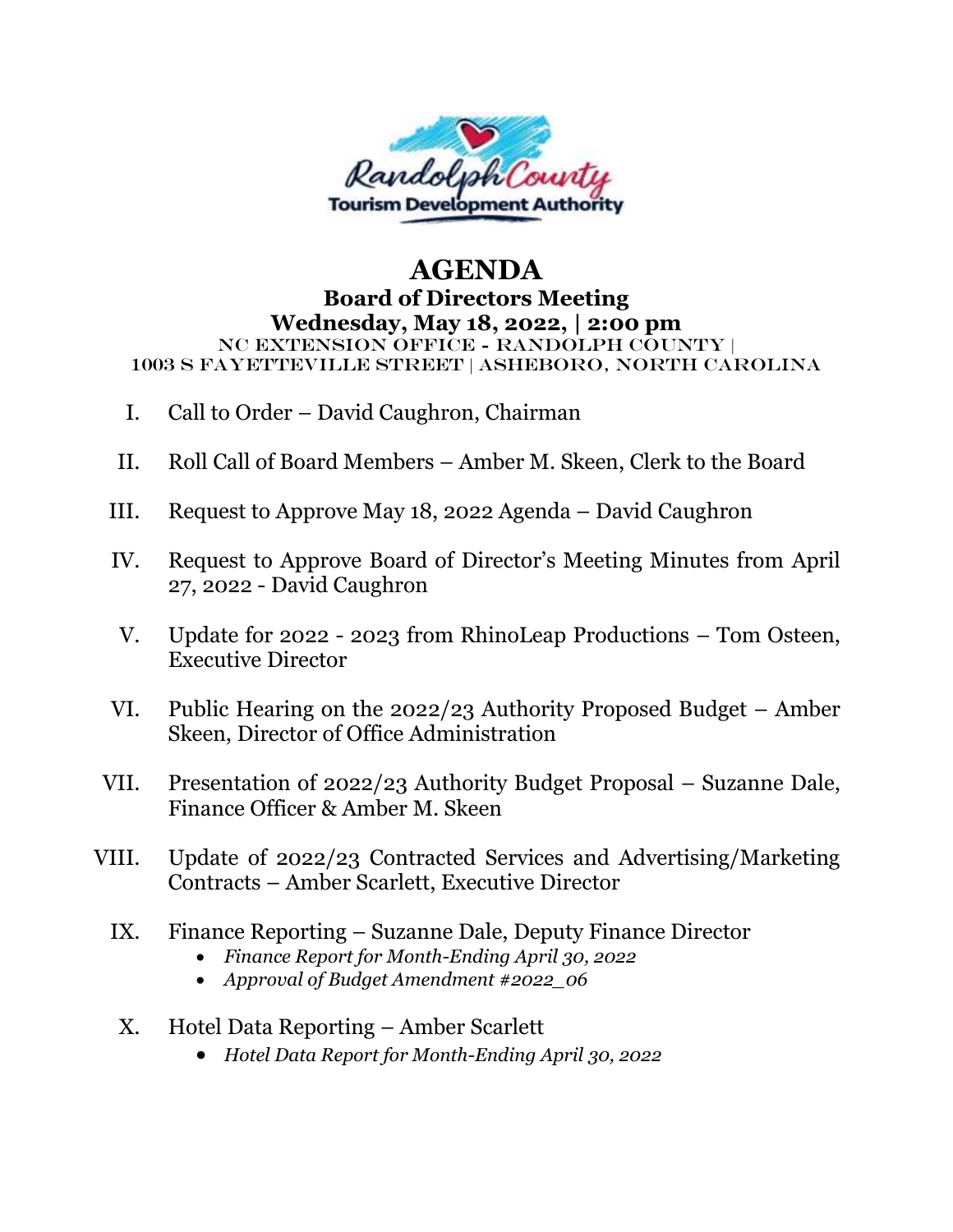# AGENDA

## Board of Directors Meeting

### Wednesday, May 18, 2022, | 2:00 pm

NC EXTENSION OFFICE - RANDOLPH COUNTY |
1003 S FAYETTEVILLE STREET | ASHEBORO, NORTH CAROLINA

I. Call to Order – David Caughron, Chairman

II. Roll Call of Board Members – Amber M. Skeen, Clerk to the Board

III. Request to Approve May 18, 2022 Agenda – David Caughron

IV. Request to Approve Board of Director's Meeting Minutes from April 27, 2022 - David Caughron

V. Update for 2022 - 2023 from RhinoLeap Productions – Tom Osteen, Executive Director

VI. Public Hearing on the 2022/23 Authority Proposed Budget – Amber Skeen, Director of Office Administration

VII. Presentation of 2022/23 Authority Budget Proposal – Suzanne Dale, Finance Officer & Amber M. Skeen

VIII. Update of 2022/23 Contracted Services and Advertising/Marketing Contracts – Amber Scarlett, Executive Director

IX. Finance Reporting – Suzanne Dale, Deputy Finance Director
- *Finance Report for Month-Ending April 30, 2022*
- *Approval of Budget Amendment #2022_06*

X. Hotel Data Reporting – Amber Scarlett
- *Hotel Data Report for Month-Ending April 30, 2022*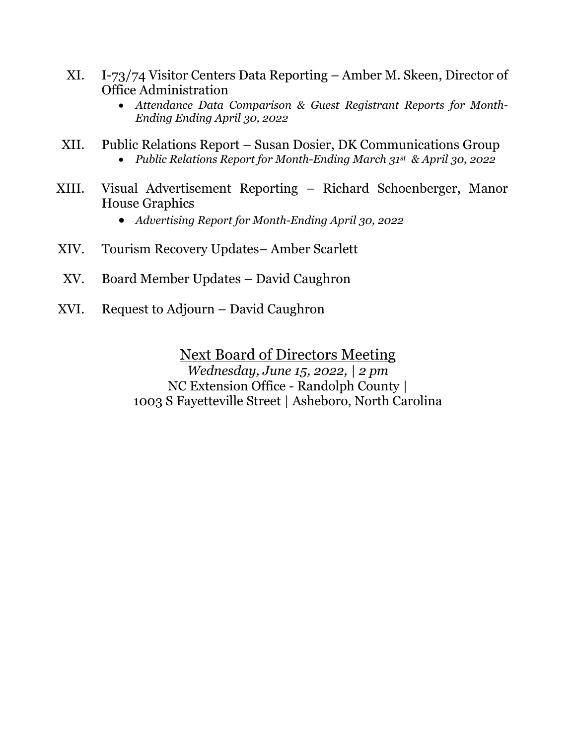XI. I-73/74 Visitor Centers Data Reporting – Amber M. Skeen, Director of Office Administration
   - *Attendance Data Comparison & Guest Registrant Reports for Month-Ending Ending April 30, 2022*

XII. Public Relations Report – Susan Dosier, DK Communications Group
   - *Public Relations Report for Month-Ending March 31st & April 30, 2022*

XIII. Visual Advertisement Reporting – Richard Schoenberger, Manor House Graphics
   - *Advertising Report for Month-Ending April 30, 2022*

XIV. Tourism Recovery Updates– Amber Scarlett

XV. Board Member Updates – David Caughron

XVI. Request to Adjourn – David Caughron

<u>Next Board of Directors Meeting</u>

*Wednesday, June 15, 2022, | 2 pm*

NC Extension Office - Randolph County |

1003 S Fayetteville Street | Asheboro, North Carolina